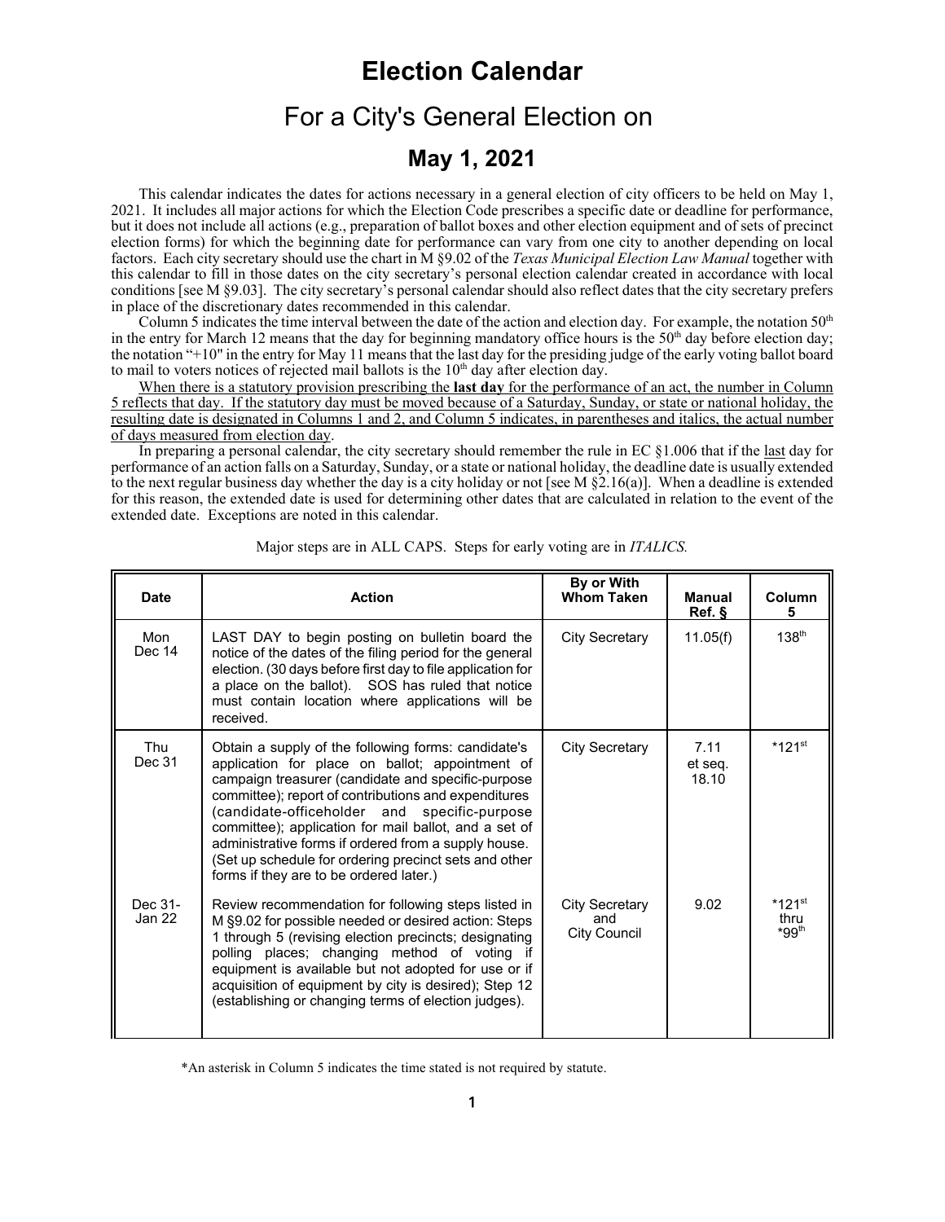# Election Calendar

## For a City's General Election on

### May 1, 2021

This calendar indicates the dates for actions necessary in a general election of city officers to be held on May 1, 2021. It includes all major actions for which the Election Code prescribes a specific date or deadline for performance, but it does not include all actions (e.g., preparation of ballot boxes and other election equipment and of sets of precinct election forms) for which the beginning date for performance can vary from one city to another depending on local factors. Each city secretary should use the chart in M §9.02 of the *Texas Municipal Election Law Manual* together with this calendar to fill in those dates on the city secretary's personal election calendar created in accordance with local conditions [see M §9.03]. The city secretary's personal calendar should also reflect dates that the city secretary prefers in place of the discretionary dates recommended in this calendar.

Column 5 indicates the time interval between the date of the action and election day. For example, the notation 50th in the entry for March 12 means that the day for beginning mandatory office hours is the 50th day before election day; the notation "+10" in the entry for May 11 means that the last day for the presiding judge of the early voting ballot board to mail to voters notices of rejected mail ballots is the 10th day after election day.

<u>When there is a statutory provision prescribing the **last day** for the performance of an act, the number in Column 5 reflects that day. If the statutory day must be moved because of a Saturday, Sunday, or state or national holiday, the resulting date is designated in Columns 1 and 2, and Column 5 indicates, in parentheses and italics, the actual number of days measured from election day</u>.

In preparing a personal calendar, the city secretary should remember the rule in EC §1.006 that if the <u>last</u> day for performance of an action falls on a Saturday, Sunday, or a state or national holiday, the deadline date is usually extended to the next regular business day whether the day is a city holiday or not [see M §2.16(a)]. When a deadline is extended for this reason, the extended date is used for determining other dates that are calculated in relation to the event of the extended date. Exceptions are noted in this calendar.

Major steps are in ALL CAPS. Steps for early voting are in *ITALICS.*

| Date | Action | By or With Whom Taken | Manual Ref. § | Column 5 |
|---|---|---|---|---|
| Mon Dec 14 | LAST DAY to begin posting on bulletin board the notice of the dates of the filing period for the general election. (30 days before first day to file application for a place on the ballot). SOS has ruled that notice must contain location where applications will be received. | City Secretary | 11.05(f) | 138th |
| Thu Dec 31 | Obtain a supply of the following forms: candidate's application for place on ballot; appointment of campaign treasurer (candidate and specific-purpose committee); report of contributions and expenditures (candidate-officeholder and specific-purpose committee); application for mail ballot, and a set of administrative forms if ordered from a supply house. (Set up schedule for ordering precinct sets and other forms if they are to be ordered later.) | City Secretary | 7.11 et seq. 18.10 | *121st |
| Dec 31- Jan 22 | Review recommendation for following steps listed in M §9.02 for possible needed or desired action: Steps 1 through 5 (revising election precincts; designating polling places; changing method of voting if equipment is available but not adopted for use or if acquisition of equipment by city is desired); Step 12 (establishing or changing terms of election judges). | City Secretary and City Council | 9.02 | *121st thru *99th |

*An asterisk in Column 5 indicates the time stated is not required by statute.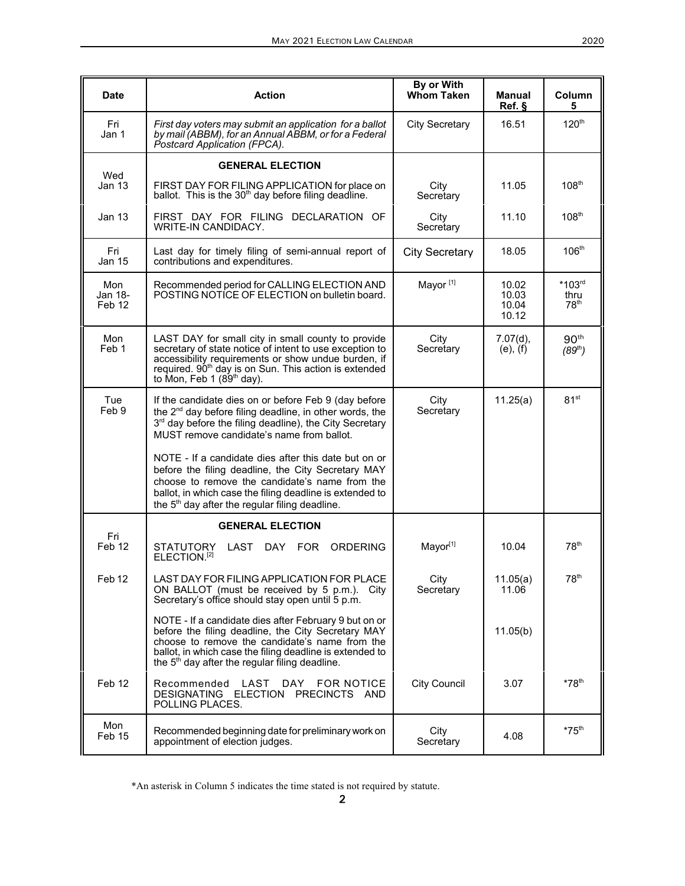| Date | Action | By or With Whom Taken | Manual Ref. § | Column 5 |
|---|---|---|---|---|
| Fri Jan 1 | *First day voters may submit an application for a ballot by mail (ABBM), for an Annual ABBM, or for a Federal Postcard Application (FPCA).* | City Secretary | 16.51 | 120th |
| Wed Jan 13 | **GENERAL ELECTION** FIRST DAY FOR FILING APPLICATION for place on ballot. This is the 30th day before filing deadline. | City Secretary | 11.05 | 108th |
| Jan 13 | FIRST DAY FOR FILING DECLARATION OF WRITE-IN CANDIDACY. | City Secretary | 11.10 | 108th |
| Fri Jan 15 | Last day for timely filing of semi-annual report of contributions and expenditures. | City Secretary | 18.05 | 106th |
| Mon Jan 18-Feb 12 | Recommended period for CALLING ELECTION AND POSTING NOTICE OF ELECTION on bulletin board. | Mayor [1] | 10.02 10.03 10.04 10.12 | *103rd thru 78th |
| Mon Feb 1 | LAST DAY for small city in small county to provide secretary of state notice of intent to use exception to accessibility requirements or show undue burden, if required. 90th day is on Sun. This action is extended to Mon, Feb 1 (89th day). | City Secretary | 7.07(d), (e), (f) | 90th *(89th)* |
| Tue Feb 9 | If the candidate dies on or before Feb 9 (day before the 2nd day before filing deadline, in other words, the 3rd day before the filing deadline), the City Secretary MUST remove candidate's name from ballot. NOTE - If a candidate dies after this date but on or before the filing deadline, the City Secretary MAY choose to remove the candidate's name from the ballot, in which case the filing deadline is extended to the 5th day after the regular filing deadline. | City Secretary | 11.25(a) | 81st |
| Fri Feb 12 | **GENERAL ELECTION** STATUTORY LAST DAY FOR ORDERING ELECTION.[2] | Mayor[1] | 10.04 | 78th |
| Feb 12 | LAST DAY FOR FILING APPLICATION FOR PLACE ON BALLOT (must be received by 5 p.m.). City Secretary's office should stay open until 5 p.m. NOTE - If a candidate dies after February 9 but on or before the filing deadline, the City Secretary MAY choose to remove the candidate's name from the ballot, in which case the filing deadline is extended to the 5th day after the regular filing deadline. | City Secretary | 11.05(a) 11.06 11.05(b) | 78th |
| Feb 12 | Recommended LAST DAY FOR NOTICE DESIGNATING ELECTION PRECINCTS AND POLLING PLACES. | City Council | 3.07 | *78th |
| Mon Feb 15 | Recommended beginning date for preliminary work on appointment of election judges. | City Secretary | 4.08 | *75th |

*An asterisk in Column 5 indicates the time stated is not required by statute.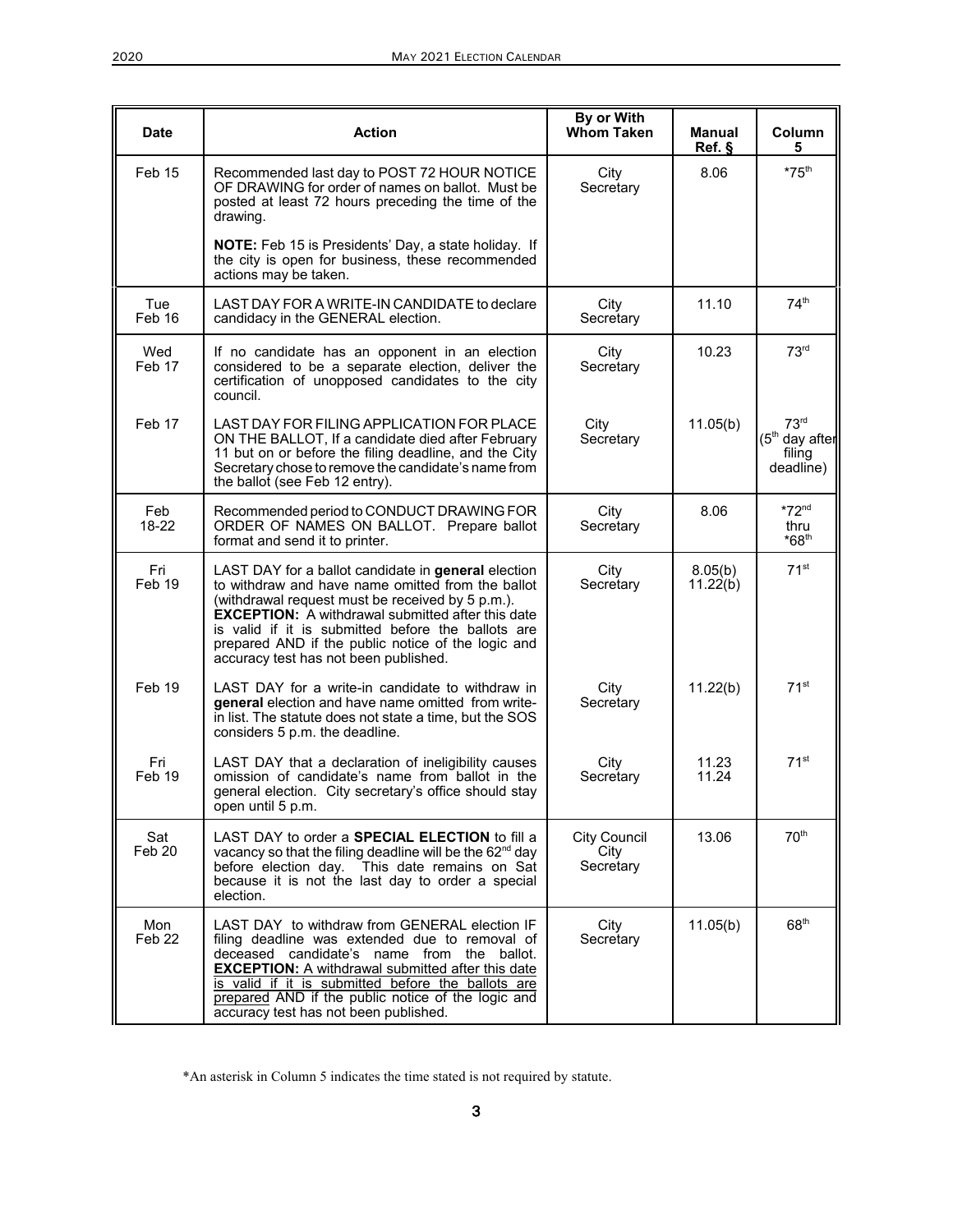| Date | Action | By or With Whom Taken | Manual Ref. § | Column 5 |
|---|---|---|---|---|
| Feb 15 | Recommended last day to POST 72 HOUR NOTICE OF DRAWING for order of names on ballot. Must be posted at least 72 hours preceding the time of the drawing.<br><br>**NOTE:** Feb 15 is Presidents' Day, a state holiday. If the city is open for business, these recommended actions may be taken. | City Secretary | 8.06 | *75th |
| Tue Feb 16 | LAST DAY FOR A WRITE-IN CANDIDATE to declare candidacy in the GENERAL election. | City Secretary | 11.10 | 74th |
| Wed Feb 17 | If no candidate has an opponent in an election considered to be a separate election, deliver the certification of unopposed candidates to the city council. | City Secretary | 10.23 | 73rd |
| Feb 17 | LAST DAY FOR FILING APPLICATION FOR PLACE ON THE BALLOT, If a candidate died after February 11 but on or before the filing deadline, and the City Secretary chose to remove the candidate's name from the ballot (see Feb 12 entry). | City Secretary | 11.05(b) | 73rd (5th day after filing deadline) |
| Feb 18-22 | Recommended period to CONDUCT DRAWING FOR ORDER OF NAMES ON BALLOT. Prepare ballot format and send it to printer. | City Secretary | 8.06 | *72nd thru *68th |
| Fri Feb 19 | LAST DAY for a ballot candidate in **general** election to withdraw and have name omitted from the ballot (withdrawal request must be received by 5 p.m.). **EXCEPTION:** A withdrawal submitted after this date is valid if it is submitted before the ballots are prepared AND if the public notice of the logic and accuracy test has not been published. | City Secretary | 8.05(b) 11.22(b) | 71st |
| Feb 19 | LAST DAY for a write-in candidate to withdraw in **general** election and have name omitted from write-in list. The statute does not state a time, but the SOS considers 5 p.m. the deadline. | City Secretary | 11.22(b) | 71st |
| Fri Feb 19 | LAST DAY that a declaration of ineligibility causes omission of candidate's name from ballot in the general election. City secretary's office should stay open until 5 p.m. | City Secretary | 11.23 11.24 | 71st |
| Sat Feb 20 | LAST DAY to order a **SPECIAL ELECTION** to fill a vacancy so that the filing deadline will be the 62nd day before election day. This date remains on Sat because it is not the last day to order a special election. | City Council City Secretary | 13.06 | 70th |
| Mon Feb 22 | LAST DAY to withdraw from GENERAL election IF filing deadline was extended due to removal of deceased candidate's name from the ballot. **EXCEPTION:** A withdrawal submitted after this date is valid if it is submitted before the ballots are prepared AND if the public notice of the logic and accuracy test has not been published. | City Secretary | 11.05(b) | 68th |

*An asterisk in Column 5 indicates the time stated is not required by statute.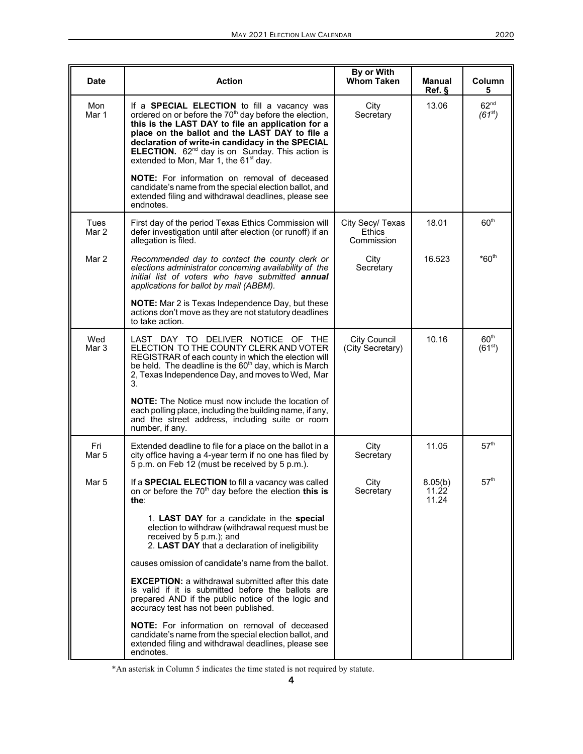| Date | Action | By or With Whom Taken | Manual Ref. § | Column 5 |
|---|---|---|---|---|
| Mon Mar 1 | If a **SPECIAL ELECTION** to fill a vacancy was ordered on or before the 70th day before the election, **this is the LAST DAY to file an application for a place on the ballot and the LAST DAY to file a declaration of write-in candidacy in the SPECIAL ELECTION.** 62nd day is on Sunday. This action is extended to Mon, Mar 1, the 61st day.<br><br>**NOTE:** For information on removal of deceased candidate's name from the special election ballot, and extended filing and withdrawal deadlines, please see endnotes. | City Secretary | 13.06 | 62nd *(61st)* |
| Tues Mar 2 | First day of the period Texas Ethics Commission will defer investigation until after election (or runoff) if an allegation is filed. | City Secy/ Texas Ethics Commission | 18.01 | 60th |
| Mar 2 | *Recommended day to contact the county clerk or elections administrator concerning availability of the initial list of voters who have submitted **annual** applications for ballot by mail (ABBM).*<br><br>**NOTE:** Mar 2 is Texas Independence Day, but these actions don't move as they are not statutory deadlines to take action. | City Secretary | 16.523 | *60th |
| Wed Mar 3 | LAST DAY TO DELIVER NOTICE OF THE ELECTION TO THE COUNTY CLERK AND VOTER REGISTRAR of each county in which the election will be held. The deadline is the 60th day, which is March 2, Texas Independence Day, and moves to Wed, Mar 3.<br><br>**NOTE:** The Notice must now include the location of each polling place, including the building name, if any, and the street address, including suite or room number, if any. | City Council (City Secretary) | 10.16 | 60th (61st) |
| Fri Mar 5 | Extended deadline to file for a place on the ballot in a city office having a 4-year term if no one has filed by 5 p.m. on Feb 12 (must be received by 5 p.m.). | City Secretary | 11.05 | 57th |
| Mar 5 | If a **SPECIAL ELECTION** to fill a vacancy was called on or before the 70th day before the election **this is the**:<br><br>1. **LAST DAY** for a candidate in the **special** election to withdraw (withdrawal request must be received by 5 p.m.); and<br>2. **LAST DAY** that a declaration of ineligibility causes omission of candidate's name from the ballot.<br><br>**EXCEPTION:** a withdrawal submitted after this date is valid if it is submitted before the ballots are prepared AND if the public notice of the logic and accuracy test has not been published.<br><br>**NOTE:** For information on removal of deceased candidate's name from the special election ballot, and extended filing and withdrawal deadlines, please see endnotes. | City Secretary | 8.05(b) 11.22 11.24 | 57th |

*An asterisk in Column 5 indicates the time stated is not required by statute.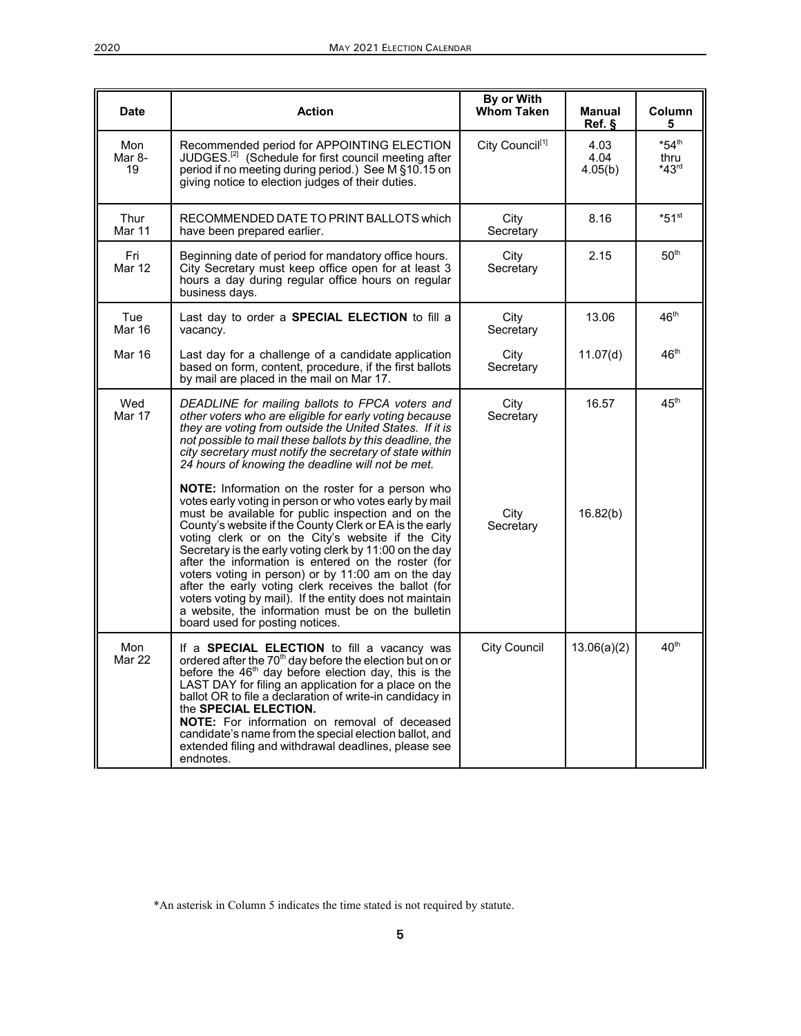| Date | Action | By or With Whom Taken | Manual Ref. § | Column 5 |
|---|---|---|---|---|
| Mon Mar 8-19 | Recommended period for APPOINTING ELECTION JUDGES.[2] (Schedule for first council meeting after period if no meeting during period.) See M §10.15 on giving notice to election judges of their duties. | City Council[1] | 4.03 4.04 4.05(b) | *54th thru *43rd |
| Thur Mar 11 | RECOMMENDED DATE TO PRINT BALLOTS which have been prepared earlier. | City Secretary | 8.16 | *51st |
| Fri Mar 12 | Beginning date of period for mandatory office hours. City Secretary must keep office open for at least 3 hours a day during regular office hours on regular business days. | City Secretary | 2.15 | 50th |
| Tue Mar 16 | Last day to order a **SPECIAL ELECTION** to fill a vacancy. | City Secretary | 13.06 | 46th |
| Mar 16 | Last day for a challenge of a candidate application based on form, content, procedure, if the first ballots by mail are placed in the mail on Mar 17. | City Secretary | 11.07(d) | 46th |
| Wed Mar 17 | *DEADLINE for mailing ballots to FPCA voters and other voters who are eligible for early voting because they are voting from outside the United States. If it is not possible to mail these ballots by this deadline, the city secretary must notify the secretary of state within 24 hours of knowing the deadline will not be met.* | City Secretary | 16.57 | 45th |
| | **NOTE:** Information on the roster for a person who votes early voting in person or who votes early by mail must be available for public inspection and on the County's website if the County Clerk or EA is the early voting clerk or on the City's website if the City Secretary is the early voting clerk by 11:00 on the day after the information is entered on the roster (for voters voting in person) or by 11:00 am on the day after the early voting clerk receives the ballot (for voters voting by mail). If the entity does not maintain a website, the information must be on the bulletin board used for posting notices. | City Secretary | 16.82(b) | |
| Mon Mar 22 | If a **SPECIAL ELECTION** to fill a vacancy was ordered after the 70th day before the election but on or before the 46th day before election day, this is the LAST DAY for filing an application for a place on the ballot OR to file a declaration of write-in candidacy in the **SPECIAL ELECTION.** **NOTE:** For information on removal of deceased candidate's name from the special election ballot, and extended filing and withdrawal deadlines, please see endnotes. | City Council | 13.06(a)(2) | 40th |

*An asterisk in Column 5 indicates the time stated is not required by statute.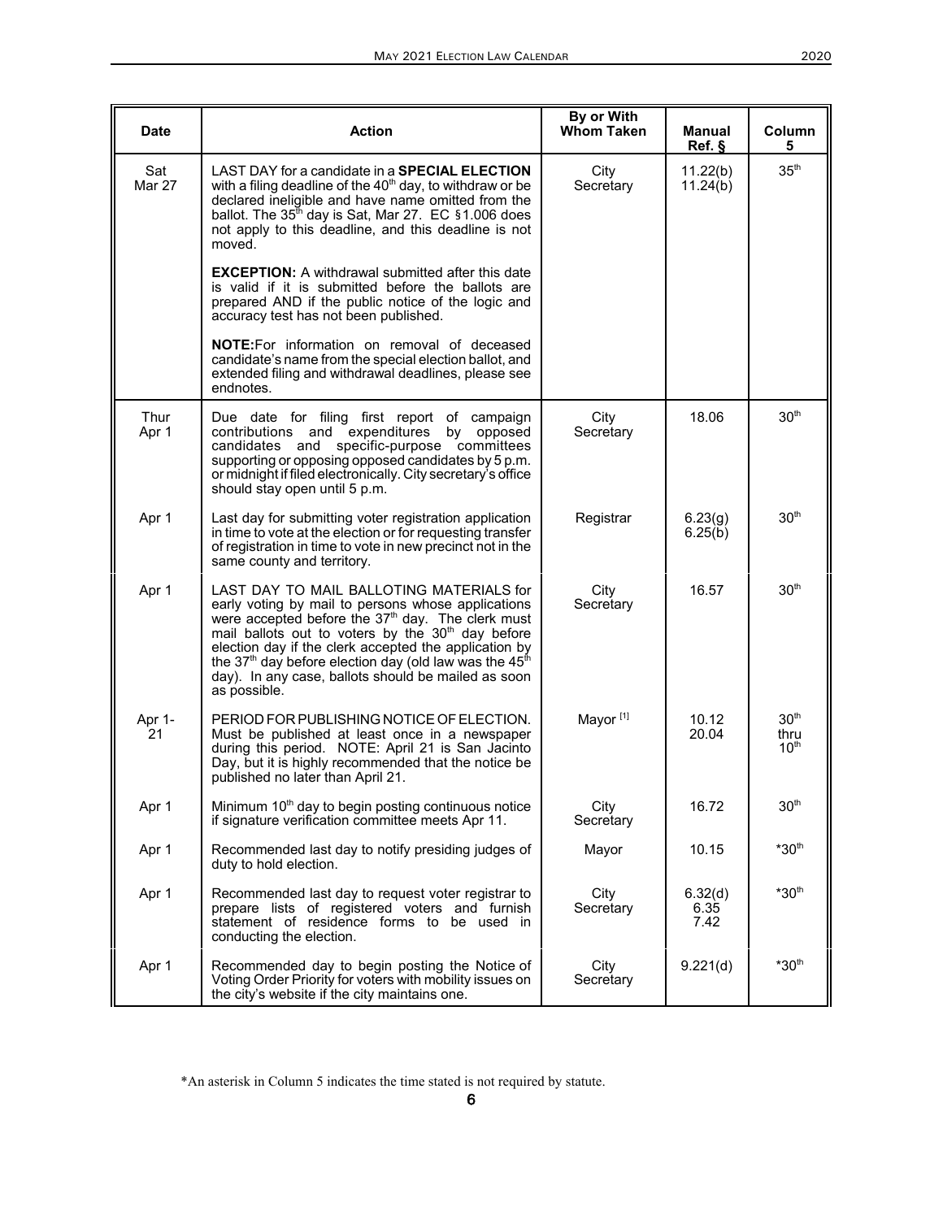| Date | Action | By or With Whom Taken | Manual Ref. § | Column 5 |
|---|---|---|---|---|
| Sat Mar 27 | LAST DAY for a candidate in a **SPECIAL ELECTION** with a filing deadline of the 40th day, to withdraw or be declared ineligible and have name omitted from the ballot. The 35th day is Sat, Mar 27. EC §1.006 does not apply to this deadline, and this deadline is not moved.<br><br>**EXCEPTION:** A withdrawal submitted after this date is valid if it is submitted before the ballots are prepared AND if the public notice of the logic and accuracy test has not been published.<br><br>**NOTE:** For information on removal of deceased candidate's name from the special election ballot, and extended filing and withdrawal deadlines, please see endnotes. | City Secretary | 11.22(b) 11.24(b) | 35th |
| Thur Apr 1 | Due date for filing first report of campaign contributions and expenditures by opposed candidates and specific-purpose committees supporting or opposing opposed candidates by 5 p.m. or midnight if filed electronically. City secretary's office should stay open until 5 p.m. | City Secretary | 18.06 | 30th |
| Apr 1 | Last day for submitting voter registration application in time to vote at the election or for requesting transfer of registration in time to vote in new precinct not in the same county and territory. | Registrar | 6.23(g) 6.25(b) | 30th |
| Apr 1 | LAST DAY TO MAIL BALLOTING MATERIALS for early voting by mail to persons whose applications were accepted before the 37th day. The clerk must mail ballots out to voters by the 30th day before election day if the clerk accepted the application by the 37th day before election day (old law was the 45th day). In any case, ballots should be mailed as soon as possible. | City Secretary | 16.57 | 30th |
| Apr 1-21 | PERIOD FOR PUBLISHING NOTICE OF ELECTION. Must be published at least once in a newspaper during this period. NOTE: April 21 is San Jacinto Day, but it is highly recommended that the notice be published no later than April 21. | Mayor [1] | 10.12 20.04 | 30th thru 10th |
| Apr 1 | Minimum 10th day to begin posting continuous notice if signature verification committee meets Apr 11. | City Secretary | 16.72 | 30th |
| Apr 1 | Recommended last day to notify presiding judges of duty to hold election. | Mayor | 10.15 | *30th |
| Apr 1 | Recommended last day to request voter registrar to prepare lists of registered voters and furnish statement of residence forms to be used in conducting the election. | City Secretary | 6.32(d) 6.35 7.42 | *30th |
| Apr 1 | Recommended day to begin posting the Notice of Voting Order Priority for voters with mobility issues on the city's website if the city maintains one. | City Secretary | 9.221(d) | *30th |

*An asterisk in Column 5 indicates the time stated is not required by statute.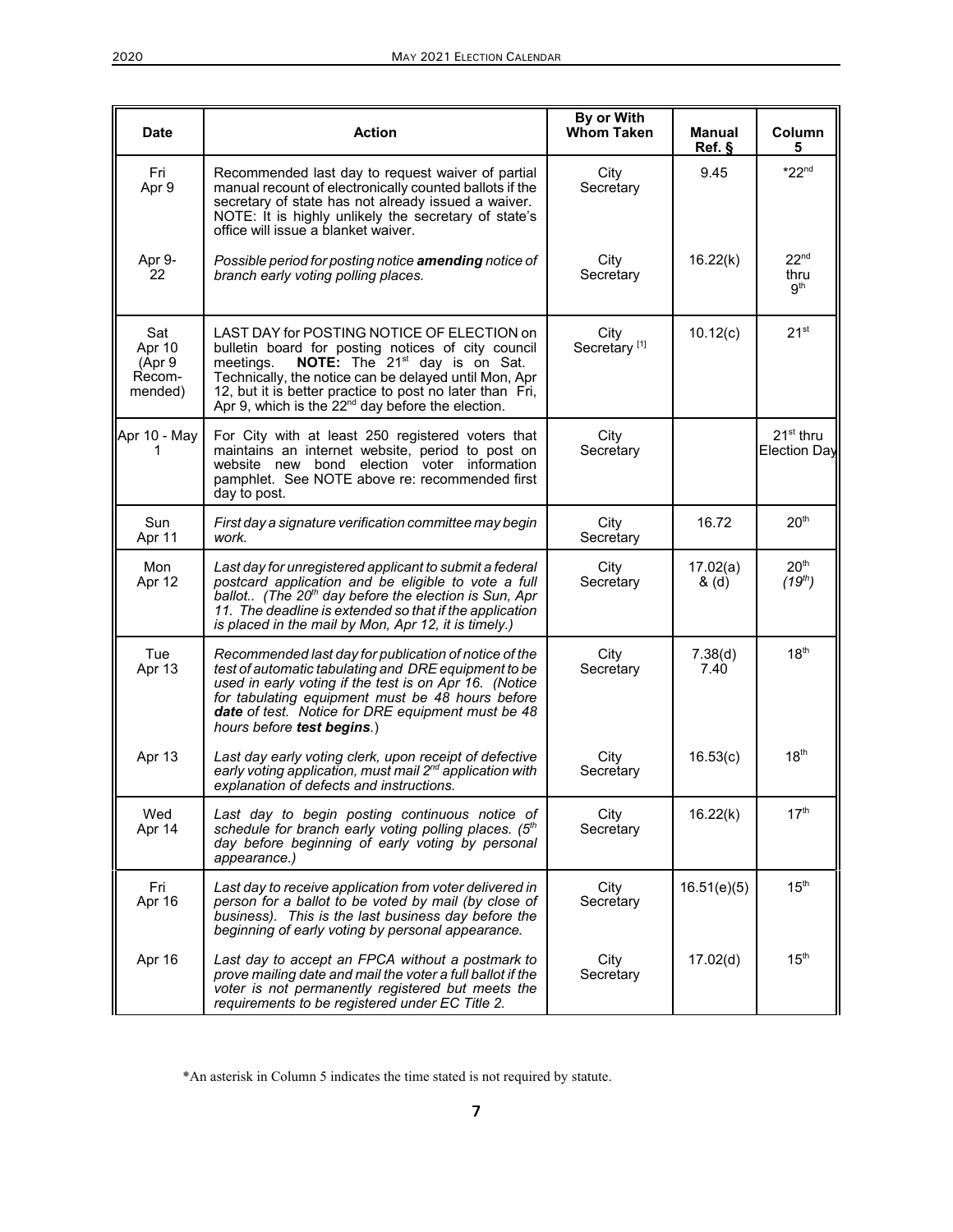| Date | Action | By or With Whom Taken | Manual Ref. § | Column 5 |
|---|---|---|---|---|
| Fri Apr 9 | Recommended last day to request waiver of partial manual recount of electronically counted ballots if the secretary of state has not already issued a waiver. NOTE: It is highly unlikely the secretary of state's office will issue a blanket waiver. | City Secretary | 9.45 | *22nd |
| Apr 9-22 | *Possible period for posting notice **amending** notice of branch early voting polling places.* | City Secretary | 16.22(k) | 22nd thru 9th |
| Sat Apr 10 (Apr 9 Recommended) | LAST DAY for POSTING NOTICE OF ELECTION on bulletin board for posting notices of city council meetings. **NOTE:** The 21st day is on Sat. Technically, the notice can be delayed until Mon, Apr 12, but it is better practice to post no later than Fri, Apr 9, which is the 22nd day before the election. | City Secretary [1] | 10.12(c) | 21st |
| Apr 10 - May 1 | For City with at least 250 registered voters that maintains an internet website, period to post on website new bond election voter information pamphlet. See NOTE above re: recommended first day to post. | City Secretary | | 21st thru Election Day |
| Sun Apr 11 | *First day a signature verification committee may begin work.* | City Secretary | 16.72 | 20th |
| Mon Apr 12 | *Last day for unregistered applicant to submit a federal postcard application and be eligible to vote a full ballot.. (The 20th day before the election is Sun, Apr 11. The deadline is extended so that if the application is placed in the mail by Mon, Apr 12, it is timely.)* | City Secretary | 17.02(a) & (d) | 20th *(19th)* |
| Tue Apr 13 | *Recommended last day for publication of notice of the test of automatic tabulating and DRE equipment to be used in early voting if the test is on Apr 16. (Notice for tabulating equipment must be 48 hours before **date** of test. Notice for DRE equipment must be 48 hours before **test begins**.)* | City Secretary | 7.38(d) 7.40 | 18th |
| Apr 13 | *Last day early voting clerk, upon receipt of defective early voting application, must mail 2nd application with explanation of defects and instructions.* | City Secretary | 16.53(c) | 18th |
| Wed Apr 14 | *Last day to begin posting continuous notice of schedule for branch early voting polling places. (5th day before beginning of early voting by personal appearance.)* | City Secretary | 16.22(k) | 17th |
| Fri Apr 16 | *Last day to receive application from voter delivered in person for a ballot to be voted by mail (by close of business). This is the last business day before the beginning of early voting by personal appearance.* | City Secretary | 16.51(e)(5) | 15th |
| Apr 16 | *Last day to accept an FPCA without a postmark to prove mailing date and mail the voter a full ballot if the voter is not permanently registered but meets the requirements to be registered under EC Title 2.* | City Secretary | 17.02(d) | 15th |

*An asterisk in Column 5 indicates the time stated is not required by statute.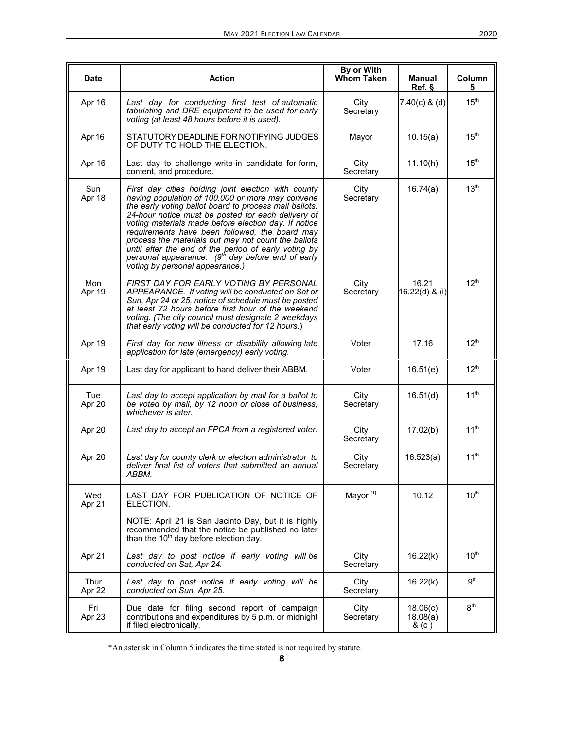| Date | Action | By or With Whom Taken | Manual Ref. § | Column 5 |
|---|---|---|---|---|
| Apr 16 | *Last day for conducting first test of automatic tabulating and DRE equipment to be used for early voting (at least 48 hours before it is used).* | City Secretary | 7.40(c) & (d) | 15th |
| Apr 16 | STATUTORY DEADLINE FOR NOTIFYING JUDGES OF DUTY TO HOLD THE ELECTION. | Mayor | 10.15(a) | 15th |
| Apr 16 | Last day to challenge write-in candidate for form, content, and procedure. | City Secretary | 11.10(h) | 15th |
| Sun Apr 18 | *First day cities holding joint election with county having population of 100,000 or more may convene the early voting ballot board to process mail ballots. 24-hour notice must be posted for each delivery of voting materials made before election day. If notice requirements have been followed, the board may process the materials but may not count the ballots until after the end of the period of early voting by personal appearance. (9th day before end of early voting by personal appearance.)* | City Secretary | 16.74(a) | 13th |
| Mon Apr 19 | *FIRST DAY FOR EARLY VOTING BY PERSONAL APPEARANCE. If voting will be conducted on Sat or Sun, Apr 24 or 25, notice of schedule must be posted at least 72 hours before first hour of the weekend voting. (The city council must designate 2 weekdays that early voting will be conducted for 12 hours.)* | City Secretary | 16.21 16.22(d) & (i) | 12th |
| Apr 19 | *First day for new illness or disability allowing late application for late (emergency) early voting.* | Voter | 17.16 | 12th |
| Apr 19 | Last day for applicant to hand deliver their ABBM. | Voter | 16.51(e) | 12th |
| Tue Apr 20 | *Last day to accept application by mail for a ballot to be voted by mail, by 12 noon or close of business, whichever is later.* | City Secretary | 16.51(d) | 11th |
| Apr 20 | *Last day to accept an FPCA from a registered voter.* | City Secretary | 17.02(b) | 11th |
| Apr 20 | *Last day for county clerk or election administrator to deliver final list of voters that submitted an annual ABBM.* | City Secretary | 16.523(a) | 11th |
| Wed Apr 21 | LAST DAY FOR PUBLICATION OF NOTICE OF ELECTION.<br><br>NOTE: April 21 is San Jacinto Day, but it is highly recommended that the notice be published no later than the 10th day before election day. | Mayor [1] | 10.12 | 10th |
| Apr 21 | *Last day to post notice if early voting will be conducted on Sat, Apr 24.* | City Secretary | 16.22(k) | 10th |
| Thur Apr 22 | *Last day to post notice if early voting will be conducted on Sun, Apr 25.* | City Secretary | 16.22(k) | 9th |
| Fri Apr 23 | Due date for filing second report of campaign contributions and expenditures by 5 p.m. or midnight if filed electronically. | City Secretary | 18.06(c) 18.08(a) & (c ) | 8th |

*An asterisk in Column 5 indicates the time stated is not required by statute.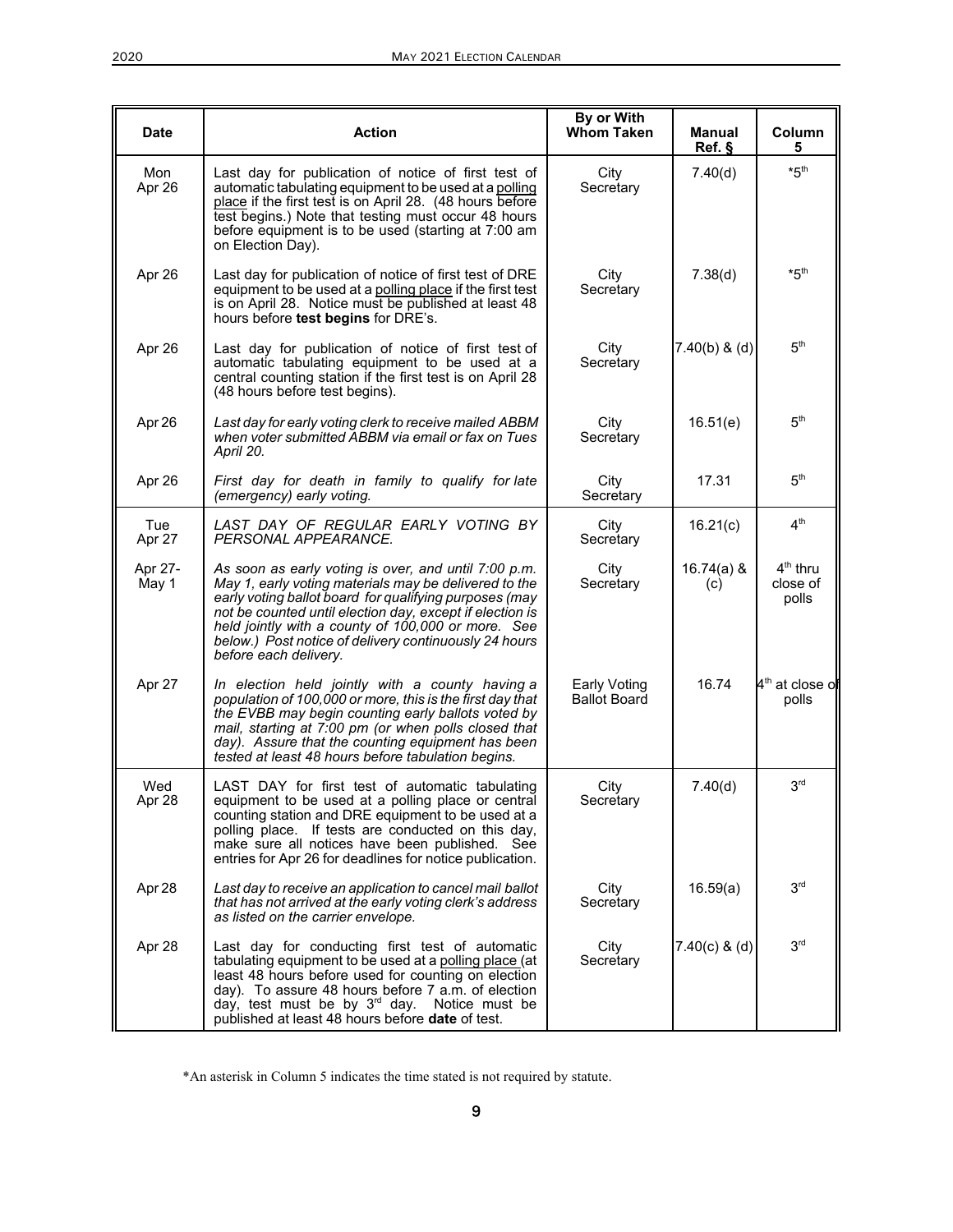| Date | Action | By or With Whom Taken | Manual Ref. § | Column 5 |
|---|---|---|---|---|
| Mon Apr 26 | Last day for publication of notice of first test of automatic tabulating equipment to be used at a polling place if the first test is on April 28. (48 hours before test begins.) Note that testing must occur 48 hours before equipment is to be used (starting at 7:00 am on Election Day). | City Secretary | 7.40(d) | *5th |
| Apr 26 | Last day for publication of notice of first test of DRE equipment to be used at a polling place if the first test is on April 28. Notice must be published at least 48 hours before **test begins** for DRE's. | City Secretary | 7.38(d) | *5th |
| Apr 26 | Last day for publication of notice of first test of automatic tabulating equipment to be used at a central counting station if the first test is on April 28 (48 hours before test begins). | City Secretary | 7.40(b) & (d) | 5th |
| Apr 26 | *Last day for early voting clerk to receive mailed ABBM when voter submitted ABBM via email or fax on Tues April 20.* | City Secretary | 16.51(e) | 5th |
| Apr 26 | *First day for death in family to qualify for late (emergency) early voting.* | City Secretary | 17.31 | 5th |
| Tue Apr 27 | *LAST DAY OF REGULAR EARLY VOTING BY PERSONAL APPEARANCE.* | City Secretary | 16.21(c) | 4th |
| Apr 27- May 1 | *As soon as early voting is over, and until 7:00 p.m. May 1, early voting materials may be delivered to the early voting ballot board for qualifying purposes (may not be counted until election day, except if election is held jointly with a county of 100,000 or more. See below.) Post notice of delivery continuously 24 hours before each delivery.* | City Secretary | 16.74(a) & (c) | 4th thru close of polls |
| Apr 27 | *In election held jointly with a county having a population of 100,000 or more, this is the first day that the EVBB may begin counting early ballots voted by mail, starting at 7:00 pm (or when polls closed that day). Assure that the counting equipment has been tested at least 48 hours before tabulation begins.* | Early Voting Ballot Board | 16.74 | 4th at close of polls |
| Wed Apr 28 | LAST DAY for first test of automatic tabulating equipment to be used at a polling place or central counting station and DRE equipment to be used at a polling place. If tests are conducted on this day, make sure all notices have been published. See entries for Apr 26 for deadlines for notice publication. | City Secretary | 7.40(d) | 3rd |
| Apr 28 | *Last day to receive an application to cancel mail ballot that has not arrived at the early voting clerk's address as listed on the carrier envelope.* | City Secretary | 16.59(a) | 3rd |
| Apr 28 | Last day for conducting first test of automatic tabulating equipment to be used at a polling place (at least 48 hours before used for counting on election day). To assure 48 hours before 7 a.m. of election day, test must be by 3rd day. Notice must be published at least 48 hours before **date** of test. | City Secretary | 7.40(c) & (d) | 3rd |

*An asterisk in Column 5 indicates the time stated is not required by statute.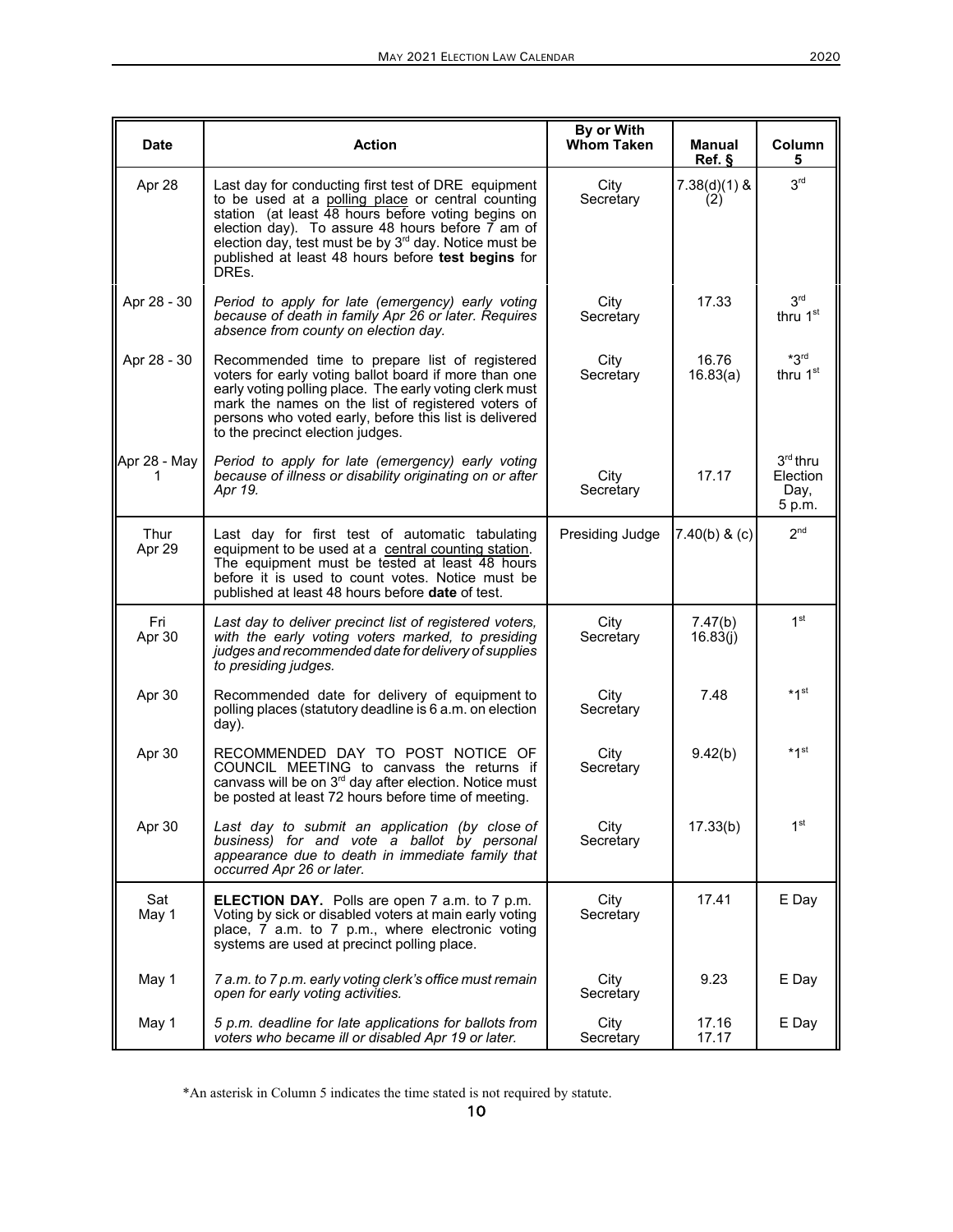| Date | Action | By or With Whom Taken | Manual Ref. § | Column 5 |
|---|---|---|---|---|
| Apr 28 | Last day for conducting first test of DRE equipment to be used at a polling place or central counting station (at least 48 hours before voting begins on election day). To assure 48 hours before 7 am of election day, test must be by 3rd day. Notice must be published at least 48 hours before **test begins** for DREs. | City Secretary | 7.38(d)(1) & (2) | 3rd |
| Apr 28 - 30 | *Period to apply for late (emergency) early voting because of death in family Apr 26 or later. Requires absence from county on election day.* | City Secretary | 17.33 | 3rd thru 1st |
| Apr 28 - 30 | Recommended time to prepare list of registered voters for early voting ballot board if more than one early voting polling place. The early voting clerk must mark the names on the list of registered voters of persons who voted early, before this list is delivered to the precinct election judges. | City Secretary | 16.76 16.83(a) | *3rd thru 1st |
| Apr 28 - May 1 | *Period to apply for late (emergency) early voting because of illness or disability originating on or after Apr 19.* | City Secretary | 17.17 | 3rd thru Election Day, 5 p.m. |
| Thur Apr 29 | Last day for first test of automatic tabulating equipment to be used at a central counting station. The equipment must be tested at least 48 hours before it is used to count votes. Notice must be published at least 48 hours before **date** of test. | Presiding Judge | 7.40(b) & (c) | 2nd |
| Fri Apr 30 | *Last day to deliver precinct list of registered voters, with the early voting voters marked, to presiding judges and recommended date for delivery of supplies to presiding judges.* | City Secretary | 7.47(b) 16.83(j) | 1st |
| Apr 30 | Recommended date for delivery of equipment to polling places (statutory deadline is 6 a.m. on election day). | City Secretary | 7.48 | *1st |
| Apr 30 | RECOMMENDED DAY TO POST NOTICE OF COUNCIL MEETING to canvass the returns if canvass will be on 3rd day after election. Notice must be posted at least 72 hours before time of meeting. | City Secretary | 9.42(b) | *1st |
| Apr 30 | *Last day to submit an application (by close of business) for and vote a ballot by personal appearance due to death in immediate family that occurred Apr 26 or later.* | City Secretary | 17.33(b) | 1st |
| Sat May 1 | **ELECTION DAY.** Polls are open 7 a.m. to 7 p.m. Voting by sick or disabled voters at main early voting place, 7 a.m. to 7 p.m., where electronic voting systems are used at precinct polling place. | City Secretary | 17.41 | E Day |
| May 1 | *7 a.m. to 7 p.m. early voting clerk's office must remain open for early voting activities.* | City Secretary | 9.23 | E Day |
| May 1 | *5 p.m. deadline for late applications for ballots from voters who became ill or disabled Apr 19 or later.* | City Secretary | 17.16 17.17 | E Day |

*An asterisk in Column 5 indicates the time stated is not required by statute.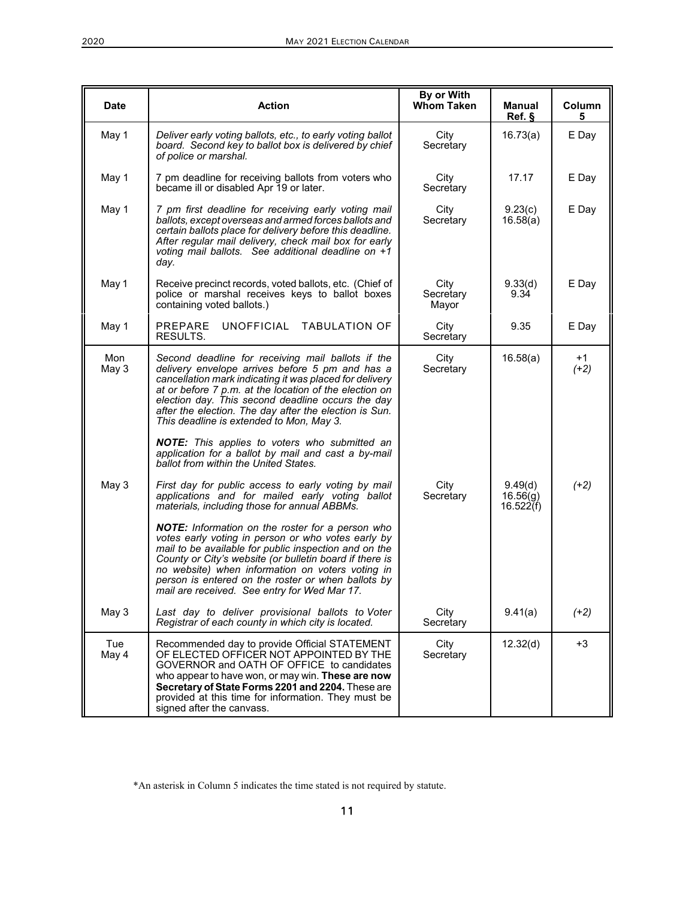| Date | Action | By or With Whom Taken | Manual Ref. § | Column 5 |
|---|---|---|---|---|
| May 1 | *Deliver early voting ballots, etc., to early voting ballot board. Second key to ballot box is delivered by chief of police or marshal.* | City Secretary | 16.73(a) | E Day |
| May 1 | 7 pm deadline for receiving ballots from voters who became ill or disabled Apr 19 or later. | City Secretary | 17.17 | E Day |
| May 1 | *7 pm first deadline for receiving early voting mail ballots, except overseas and armed forces ballots and certain ballots place for delivery before this deadline. After regular mail delivery, check mail box for early voting mail ballots. See additional deadline on +1 day.* | City Secretary | 9.23(c) 16.58(a) | E Day |
| May 1 | Receive precinct records, voted ballots, etc. (Chief of police or marshal receives keys to ballot boxes containing voted ballots.) | City Secretary Mayor | 9.33(d) 9.34 | E Day |
| May 1 | PREPARE UNOFFICIAL TABULATION OF RESULTS. | City Secretary | 9.35 | E Day |
| Mon May 3 | *Second deadline for receiving mail ballots if the delivery envelope arrives before 5 pm and has a cancellation mark indicating it was placed for delivery at or before 7 p.m. at the location of the election on election day. This second deadline occurs the day after the election. The day after the election is Sun. This deadline is extended to Mon, May 3.*<br><br>***NOTE:*** *This applies to voters who submitted an application for a ballot by mail and cast a by-mail ballot from within the United States.* | City Secretary | 16.58(a) | +1 *(+2)* |
| May 3 | *First day for public access to early voting by mail applications and for mailed early voting ballot materials, including those for annual ABBMs.*<br><br>***NOTE:*** *Information on the roster for a person who votes early voting in person or who votes early by mail to be available for public inspection and on the County or City's website (or bulletin board if there is no website) when information on voters voting in person is entered on the roster or when ballots by mail are received. See entry for Wed Mar 17.* | City Secretary | 9.49(d) 16.56(g) 16.522(f) | *(+2)* |
| May 3 | *Last day to deliver provisional ballots to Voter Registrar of each county in which city is located.* | City Secretary | 9.41(a) | *(+2)* |
| Tue May 4 | Recommended day to provide Official STATEMENT OF ELECTED OFFICER NOT APPOINTED BY THE GOVERNOR and OATH OF OFFICE to candidates who appear to have won, or may win. **These are now Secretary of State Forms 2201 and 2204.** These are provided at this time for information. They must be signed after the canvass. | City Secretary | 12.32(d) | +3 |

*An asterisk in Column 5 indicates the time stated is not required by statute.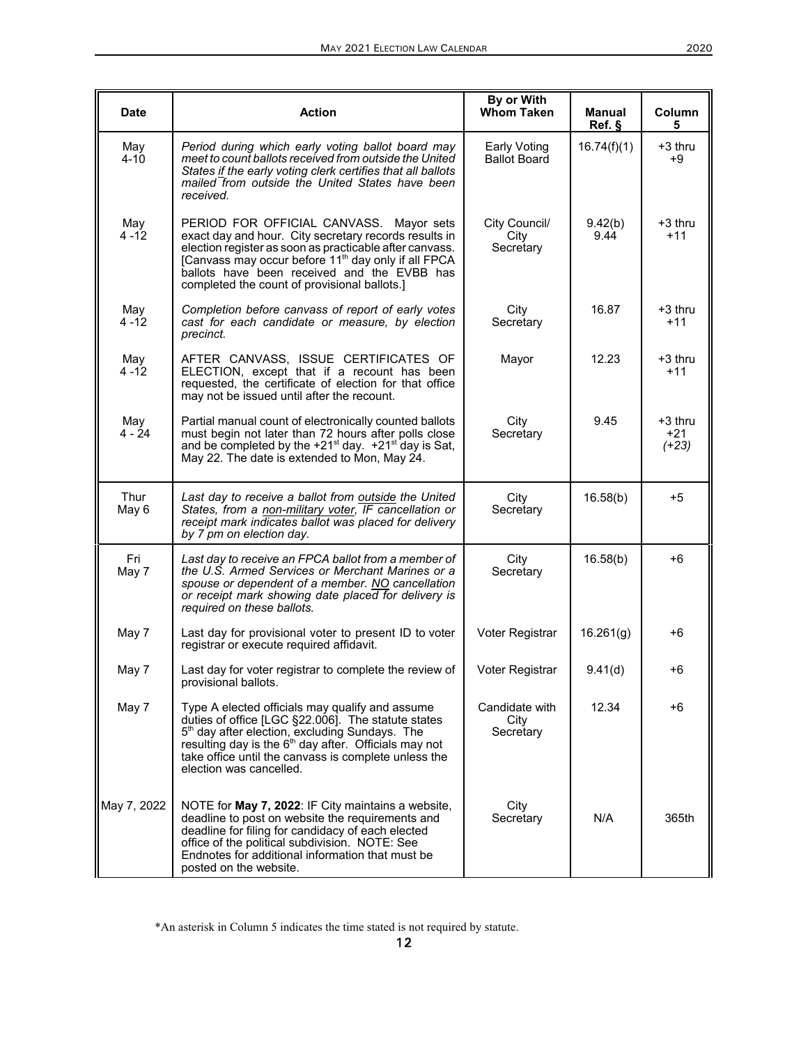| Date | Action | By or With Whom Taken | Manual Ref. § | Column 5 |
|---|---|---|---|---|
| May 4-10 | *Period during which early voting ballot board may meet to count ballots received from outside the United States if the early voting clerk certifies that all ballots mailed from outside the United States have been received.* | Early Voting Ballot Board | 16.74(f)(1) | +3 thru +9 |
| May 4 -12 | PERIOD FOR OFFICIAL CANVASS. Mayor sets exact day and hour. City secretary records results in election register as soon as practicable after canvass. [Canvass may occur before 11th day only if all FPCA ballots have been received and the EVBB has completed the count of provisional ballots.] | City Council/ City Secretary | 9.42(b) 9.44 | +3 thru +11 |
| May 4 -12 | *Completion before canvass of report of early votes cast for each candidate or measure, by election precinct.* | City Secretary | 16.87 | +3 thru +11 |
| May 4 -12 | AFTER CANVASS, ISSUE CERTIFICATES OF ELECTION, except that if a recount has been requested, the certificate of election for that office may not be issued until after the recount. | Mayor | 12.23 | +3 thru +11 |
| May 4 - 24 | Partial manual count of electronically counted ballots must begin not later than 72 hours after polls close and be completed by the +21st day. +21st day is Sat, May 22. The date is extended to Mon, May 24. | City Secretary | 9.45 | +3 thru +21 *(+23)* |
| Thur May 6 | *Last day to receive a ballot from outside the United States, from a non-military voter, IF cancellation or receipt mark indicates ballot was placed for delivery by 7 pm on election day.* | City Secretary | 16.58(b) | +5 |
| Fri May 7 | *Last day to receive an FPCA ballot from a member of the U.S. Armed Services or Merchant Marines or a spouse or dependent of a member. NO cancellation or receipt mark showing date placed for delivery is required on these ballots.* | City Secretary | 16.58(b) | +6 |
| May 7 | Last day for provisional voter to present ID to voter registrar or execute required affidavit. | Voter Registrar | 16.261(g) | +6 |
| May 7 | Last day for voter registrar to complete the review of provisional ballots. | Voter Registrar | 9.41(d) | +6 |
| May 7 | Type A elected officials may qualify and assume duties of office [LGC §22.006]. The statute states 5th day after election, excluding Sundays. The resulting day is the 6th day after. Officials may not take office until the canvass is complete unless the election was cancelled. | Candidate with City Secretary | 12.34 | +6 |
| May 7, 2022 | NOTE for **May 7, 2022**: IF City maintains a website, deadline to post on website the requirements and deadline for filing for candidacy of each elected office of the political subdivision. NOTE: See Endnotes for additional information that must be posted on the website. | City Secretary | N/A | 365th |

*An asterisk in Column 5 indicates the time stated is not required by statute.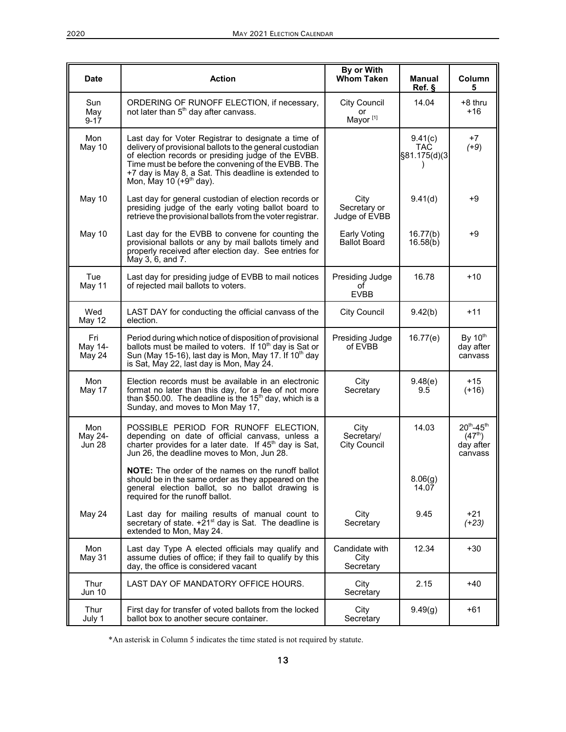| Date | Action | By or With Whom Taken | Manual Ref. § | Column 5 |
|---|---|---|---|---|
| Sun May 9-17 | ORDERING OF RUNOFF ELECTION, if necessary, not later than 5th day after canvass. | City Council or Mayor [1] | 14.04 | +8 thru +16 |
| Mon May 10 | Last day for Voter Registrar to designate a time of delivery of provisional ballots to the general custodian of election records or presiding judge of the EVBB. Time must be before the convening of the EVBB. The +7 day is May 8, a Sat. This deadline is extended to Mon, May 10 (+9th day). | | 9.41(c) TAC §81.175(d)(3) | +7 *(+9)* |
| May 10 | Last day for general custodian of election records or presiding judge of the early voting ballot board to retrieve the provisional ballots from the voter registrar. | City Secretary or Judge of EVBB | 9.41(d) | +9 |
| May 10 | Last day for the EVBB to convene for counting the provisional ballots or any by mail ballots timely and properly received after election day. See entries for May 3, 6, and 7. | Early Voting Ballot Board | 16.77(b) 16.58(b) | +9 |
| Tue May 11 | Last day for presiding judge of EVBB to mail notices of rejected mail ballots to voters. | Presiding Judge of EVBB | 16.78 | +10 |
| Wed May 12 | LAST DAY for conducting the official canvass of the election. | City Council | 9.42(b) | +11 |
| Fri May 14-May 24 | Period during which notice of disposition of provisional ballots must be mailed to voters. If 10th day is Sat or Sun (May 15-16), last day is Mon, May 17. If 10th day is Sat, May 22, last day is Mon, May 24. | Presiding Judge of EVBB | 16.77(e) | By 10th day after canvass |
| Mon May 17 | Election records must be available in an electronic format no later than this day, for a fee of not more than $50.00. The deadline is the 15th day, which is a Sunday, and moves to Mon May 17, | City Secretary | 9.48(e) 9.5 | +15 (+16) |
| Mon May 24-Jun 28 | POSSIBLE PERIOD FOR RUNOFF ELECTION, depending on date of official canvass, unless a charter provides for a later date. If 45th day is Sat, Jun 26, the deadline moves to Mon, Jun 28. | City Secretary/ City Council | 14.03 | 20th-45th (47th) day after canvass |
| | **NOTE:** The order of the names on the runoff ballot should be in the same order as they appeared on the general election ballot, so no ballot drawing is required for the runoff ballot. | | 8.06(g) 14.07 | |
| May 24 | Last day for mailing results of manual count to secretary of state. +21st day is Sat. The deadline is extended to Mon, May 24. | City Secretary | 9.45 | +21 *(+23)* |
| Mon May 31 | Last day Type A elected officials may qualify and assume duties of office; if they fail to qualify by this day, the office is considered vacant | Candidate with City Secretary | 12.34 | +30 |
| Thur Jun 10 | LAST DAY OF MANDATORY OFFICE HOURS. | City Secretary | 2.15 | +40 |
| Thur July 1 | First day for transfer of voted ballots from the locked ballot box to another secure container. | City Secretary | 9.49(g) | +61 |

*An asterisk in Column 5 indicates the time stated is not required by statute.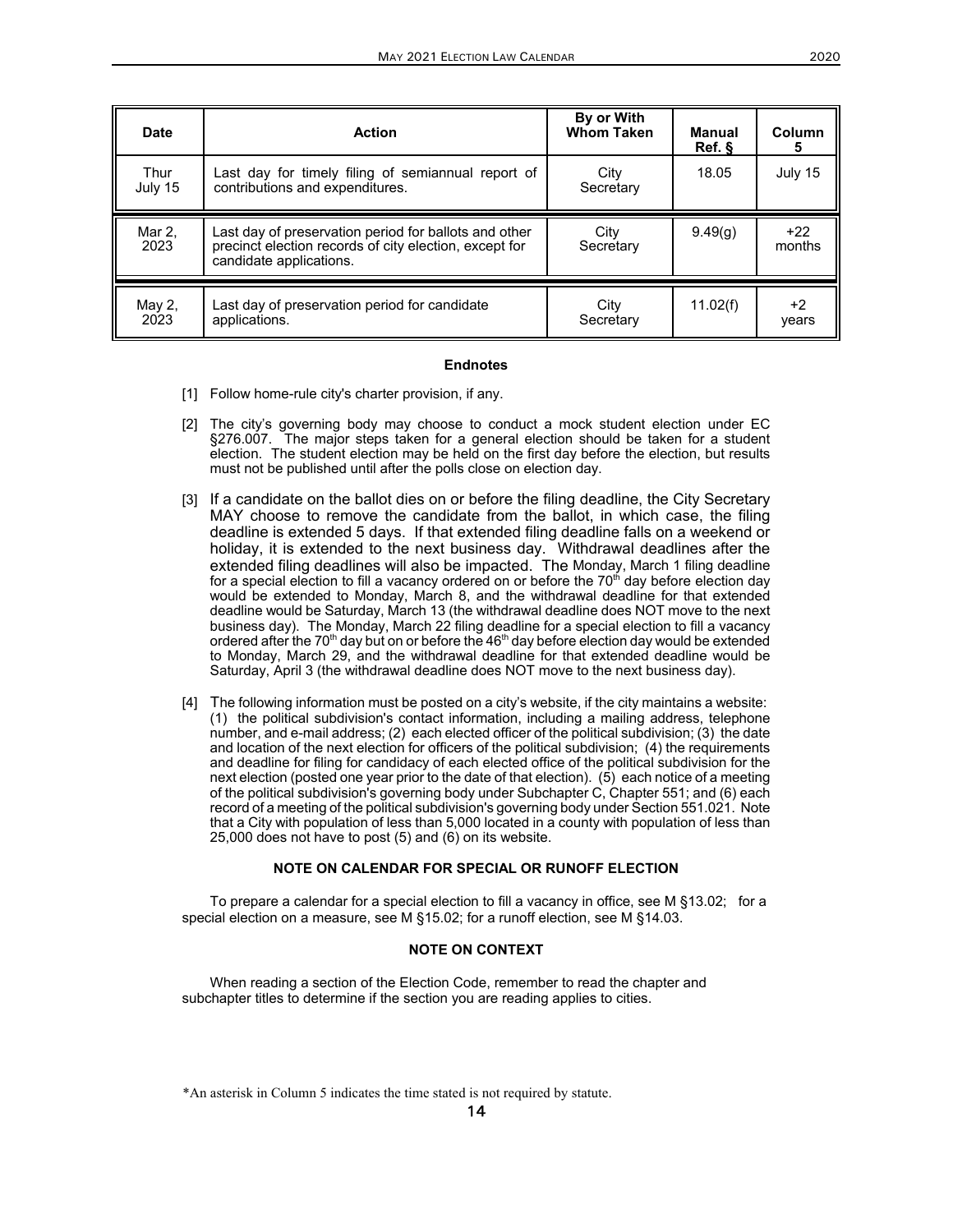| Date | Action | By or With Whom Taken | Manual Ref. § | Column 5 |
|---|---|---|---|---|
| Thur July 15 | Last day for timely filing of semiannual report of contributions and expenditures. | City Secretary | 18.05 | July 15 |
| Mar 2, 2023 | Last day of preservation period for ballots and other precinct election records of city election, except for candidate applications. | City Secretary | 9.49(g) | +22 months |
| May 2, 2023 | Last day of preservation period for candidate applications. | City Secretary | 11.02(f) | +2 years |

### Endnotes

[1] Follow home-rule city's charter provision, if any.

[2] The city's governing body may choose to conduct a mock student election under EC §276.007. The major steps taken for a general election should be taken for a student election. The student election may be held on the first day before the election, but results must not be published until after the polls close on election day.

[3] If a candidate on the ballot dies on or before the filing deadline, the City Secretary MAY choose to remove the candidate from the ballot, in which case, the filing deadline is extended 5 days. If that extended filing deadline falls on a weekend or holiday, it is extended to the next business day. Withdrawal deadlines after the extended filing deadlines will also be impacted. The Monday, March 1 filing deadline for a special election to fill a vacancy ordered on or before the 70th day before election day would be extended to Monday, March 8, and the withdrawal deadline for that extended deadline would be Saturday, March 13 (the withdrawal deadline does NOT move to the next business day). The Monday, March 22 filing deadline for a special election to fill a vacancy ordered after the 70th day but on or before the 46th day before election day would be extended to Monday, March 29, and the withdrawal deadline for that extended deadline would be Saturday, April 3 (the withdrawal deadline does NOT move to the next business day).

[4] The following information must be posted on a city's website, if the city maintains a website: (1) the political subdivision's contact information, including a mailing address, telephone number, and e-mail address; (2) each elected officer of the political subdivision; (3) the date and location of the next election for officers of the political subdivision; (4) the requirements and deadline for filing for candidacy of each elected office of the political subdivision for the next election (posted one year prior to the date of that election). (5) each notice of a meeting of the political subdivision's governing body under Subchapter C, Chapter 551; and (6) each record of a meeting of the political subdivision's governing body under Section 551.021. Note that a City with population of less than 5,000 located in a county with population of less than 25,000 does not have to post (5) and (6) on its website.

### NOTE ON CALENDAR FOR SPECIAL OR RUNOFF ELECTION

To prepare a calendar for a special election to fill a vacancy in office, see M §13.02; for a special election on a measure, see M §15.02; for a runoff election, see M §14.03.

### NOTE ON CONTEXT

When reading a section of the Election Code, remember to read the chapter and subchapter titles to determine if the section you are reading applies to cities.

*An asterisk in Column 5 indicates the time stated is not required by statute.